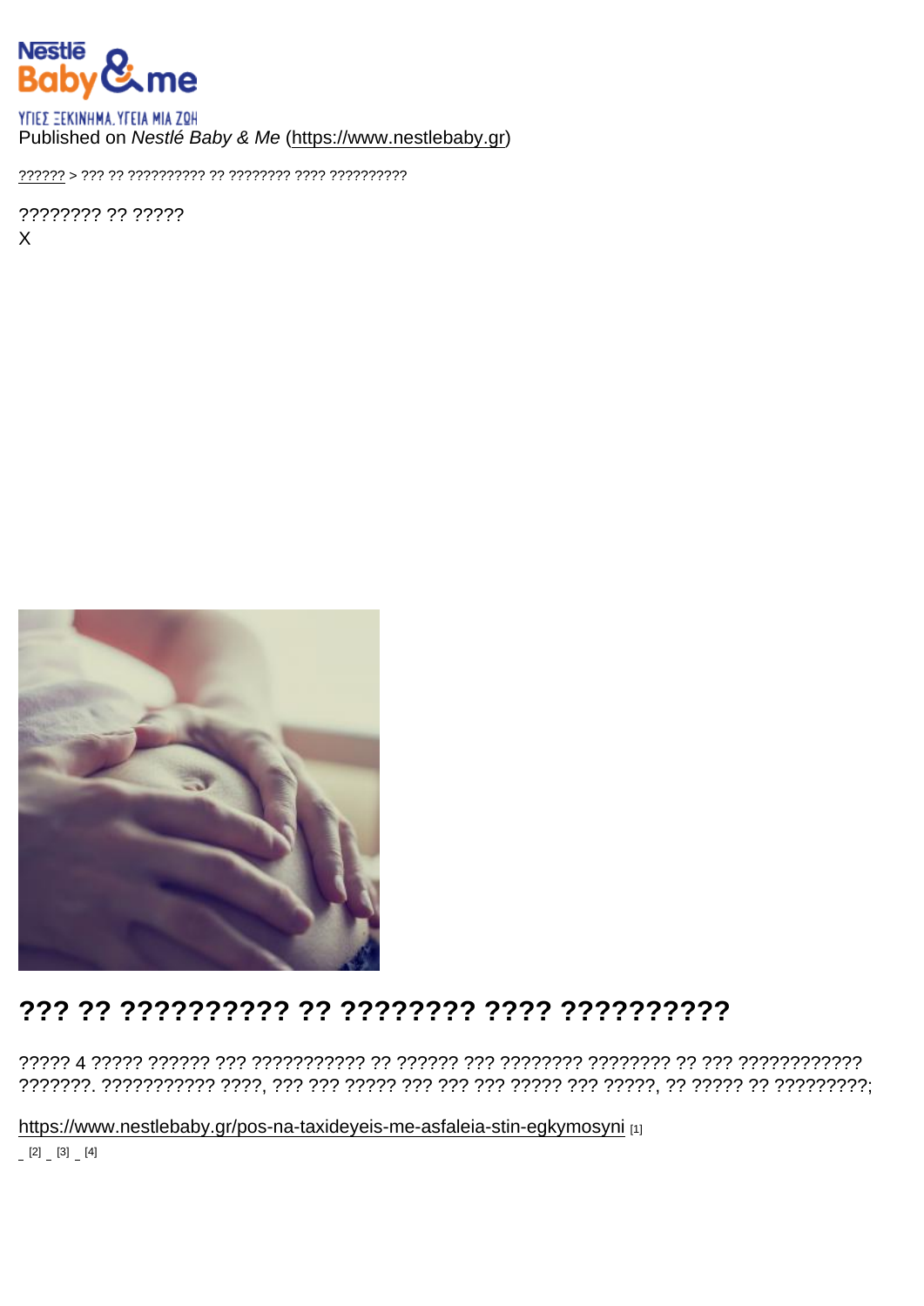YΓΙΕΣ ΞΕΚΙΝΗΜΑ. ΥΓΕΙΑ ΜΙΑ ΖΩΗ

Published on *Nestlé Baby & Me* (https://www.nestlebaby.gr)

?????? > ??? ?? ?????????? ?? ???????? ???? ??????????

???????? ?? ?????

X

# ??? ?? ?????????? ?? ???????? ???? ??????????

????? 4 ????? ?????? ??? ??????????? ?? ?????? ??? ???????? ???????? ?? ??? ???????????? ???????. ??????????? ????, ??? ??? ????? ??? ??? ??? ????? ??? ?????, ?? ????? ?? ?????????;

https://www.nestlebaby.gr/pos-na-taxideyeis-me-asfaleia-stin-egkymosyni [1]

[2] [3] [4]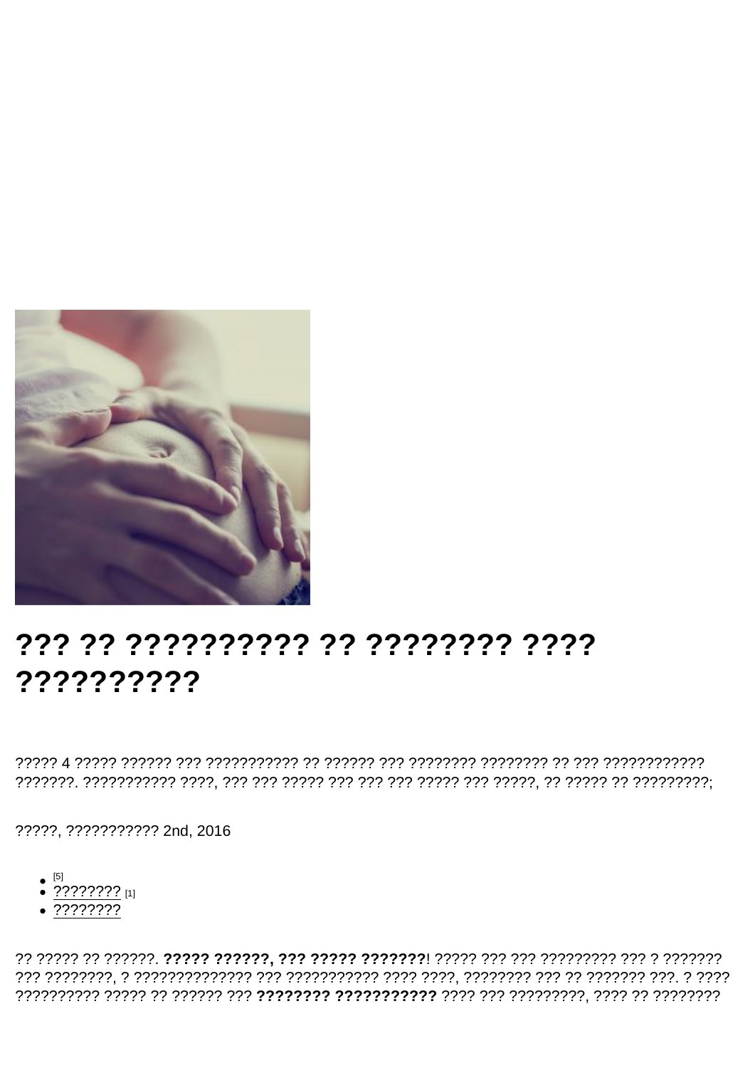# ??? ?? ?????????? ?? ???????? ???? ??????????

????? 4 ????? ?????? ??? ??????????? ?? ?????? ??? ???????? ???????? ?? ??? ???????????? ???????. ??????????? ????, ??? ??? ????? ??? ??? ??? ????? ??? ?????, ?? ????? ?? ?????????;

?????, ??????????? 2nd, 2016

- [5]
- ???????? [1]
- ????????

?? ????? ?? ??????. **????? ??????, ??? ????? ???????**! ????? ??? ??? ????????? ??? ? ??????? ??? ????????, ? ?????????????? ??? ??????????? ???? ????, ???????? ??? ?? ??????? ???. ? ???? ?????????? ????? ?? ?????? ??? **???????? ???????????** ???? ??? ?????????, ???? ?? ????????